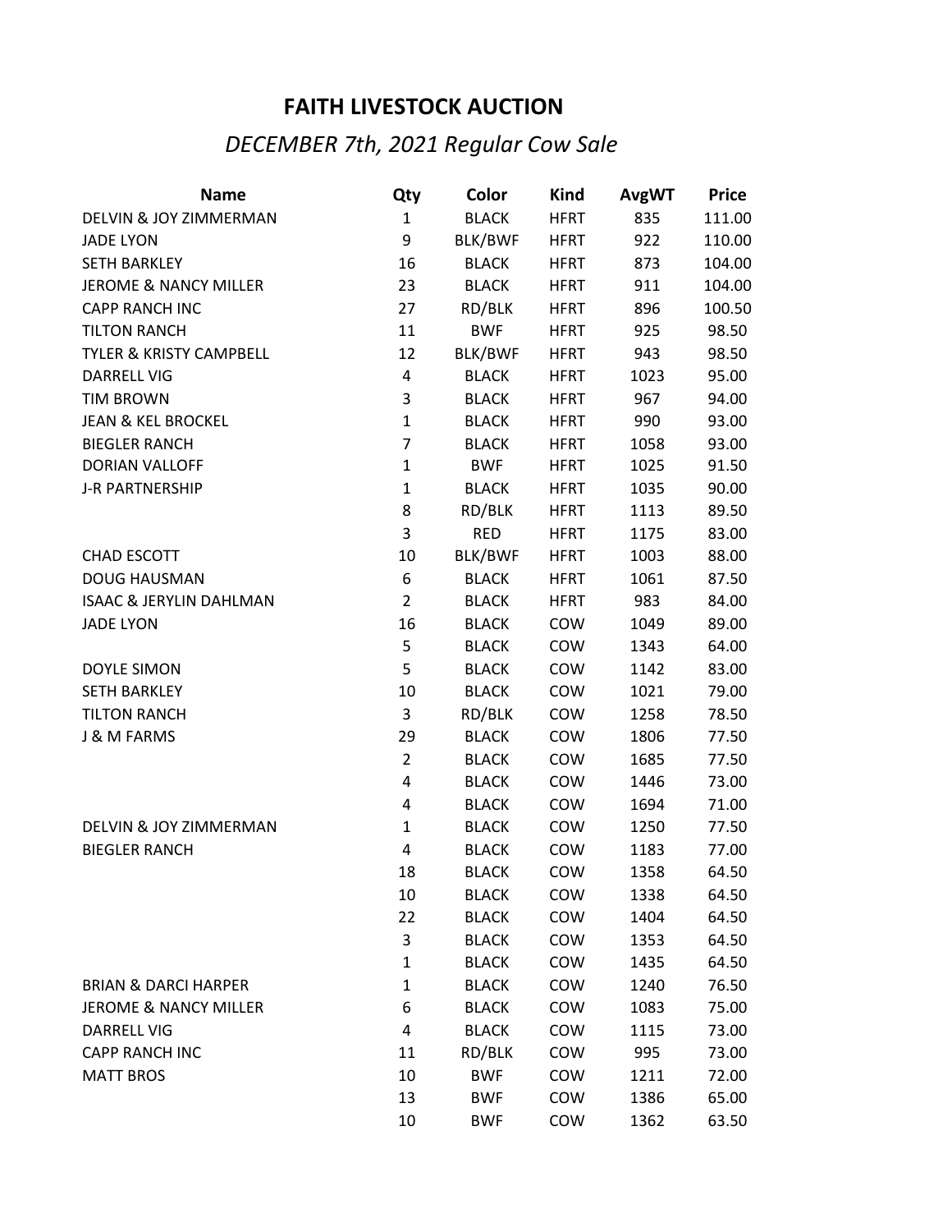# FAITH LIVESTOCK AUCTION

## *DECEMBER 7th, 2021 Regular Cow Sale*

| Name | Qty | Color | Kind | AvgWT | Price |
|---|---|---|---|---|---|
| DELVIN & JOY ZIMMERMAN | 1 | BLACK | HFRT | 835 | 111.00 |
| JADE LYON | 9 | BLK/BWF | HFRT | 922 | 110.00 |
| SETH BARKLEY | 16 | BLACK | HFRT | 873 | 104.00 |
| JEROME & NANCY MILLER | 23 | BLACK | HFRT | 911 | 104.00 |
| CAPP RANCH INC | 27 | RD/BLK | HFRT | 896 | 100.50 |
| TILTON RANCH | 11 | BWF | HFRT | 925 | 98.50 |
| TYLER & KRISTY CAMPBELL | 12 | BLK/BWF | HFRT | 943 | 98.50 |
| DARRELL VIG | 4 | BLACK | HFRT | 1023 | 95.00 |
| TIM BROWN | 3 | BLACK | HFRT | 967 | 94.00 |
| JEAN & KEL BROCKEL | 1 | BLACK | HFRT | 990 | 93.00 |
| BIEGLER RANCH | 7 | BLACK | HFRT | 1058 | 93.00 |
| DORIAN VALLOFF | 1 | BWF | HFRT | 1025 | 91.50 |
| J-R PARTNERSHIP | 1 | BLACK | HFRT | 1035 | 90.00 |
| | 8 | RD/BLK | HFRT | 1113 | 89.50 |
| | 3 | RED | HFRT | 1175 | 83.00 |
| CHAD ESCOTT | 10 | BLK/BWF | HFRT | 1003 | 88.00 |
| DOUG HAUSMAN | 6 | BLACK | HFRT | 1061 | 87.50 |
| ISAAC & JERYLIN DAHLMAN | 2 | BLACK | HFRT | 983 | 84.00 |
| JADE LYON | 16 | BLACK | COW | 1049 | 89.00 |
| | 5 | BLACK | COW | 1343 | 64.00 |
| DOYLE SIMON | 5 | BLACK | COW | 1142 | 83.00 |
| SETH BARKLEY | 10 | BLACK | COW | 1021 | 79.00 |
| TILTON RANCH | 3 | RD/BLK | COW | 1258 | 78.50 |
| J & M FARMS | 29 | BLACK | COW | 1806 | 77.50 |
| | 2 | BLACK | COW | 1685 | 77.50 |
| | 4 | BLACK | COW | 1446 | 73.00 |
| | 4 | BLACK | COW | 1694 | 71.00 |
| DELVIN & JOY ZIMMERMAN | 1 | BLACK | COW | 1250 | 77.50 |
| BIEGLER RANCH | 4 | BLACK | COW | 1183 | 77.00 |
| | 18 | BLACK | COW | 1358 | 64.50 |
| | 10 | BLACK | COW | 1338 | 64.50 |
| | 22 | BLACK | COW | 1404 | 64.50 |
| | 3 | BLACK | COW | 1353 | 64.50 |
| | 1 | BLACK | COW | 1435 | 64.50 |
| BRIAN & DARCI HARPER | 1 | BLACK | COW | 1240 | 76.50 |
| JEROME & NANCY MILLER | 6 | BLACK | COW | 1083 | 75.00 |
| DARRELL VIG | 4 | BLACK | COW | 1115 | 73.00 |
| CAPP RANCH INC | 11 | RD/BLK | COW | 995 | 73.00 |
| MATT BROS | 10 | BWF | COW | 1211 | 72.00 |
| | 13 | BWF | COW | 1386 | 65.00 |
| | 10 | BWF | COW | 1362 | 63.50 |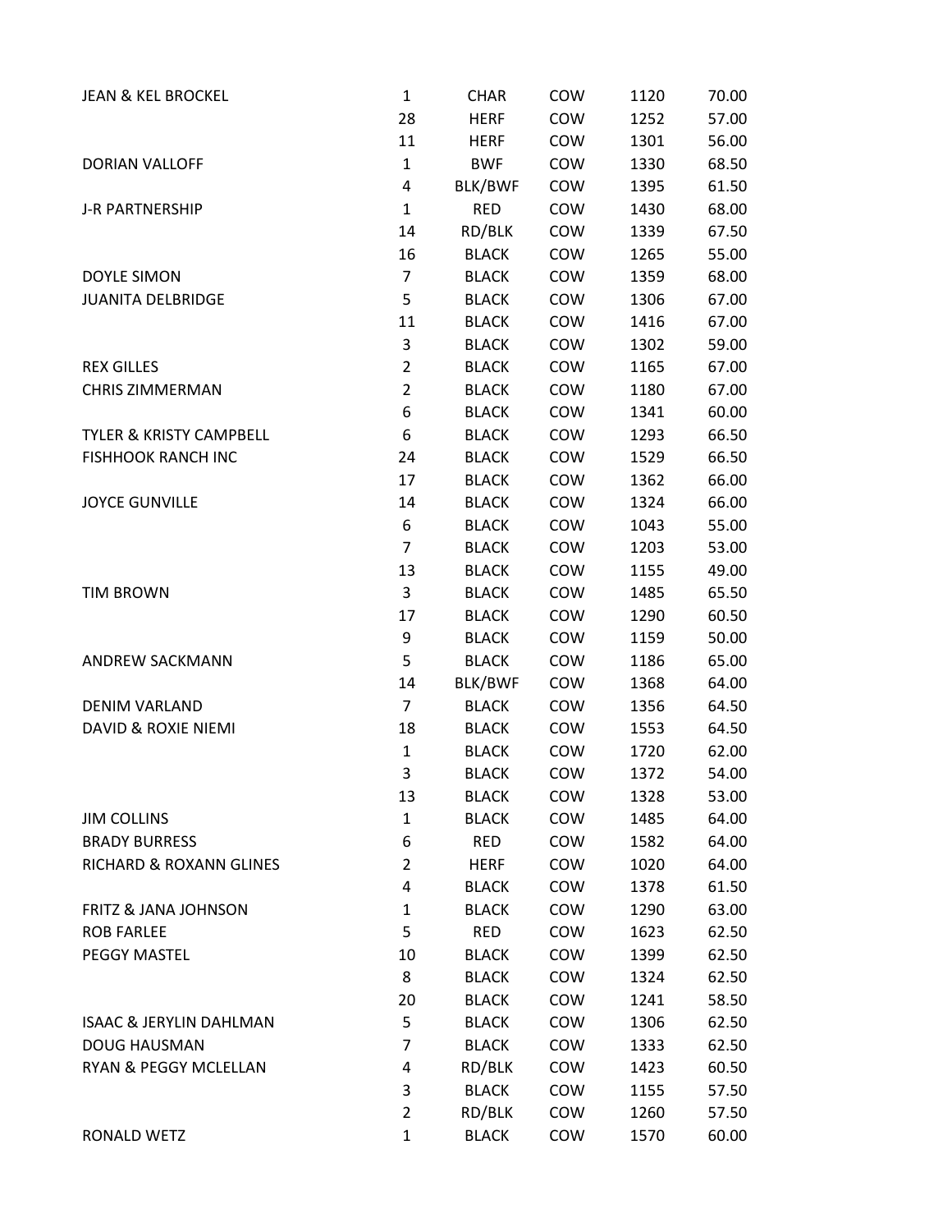| | | | | | |
|---|---|---|---|---|---|
| JEAN & KEL BROCKEL | 1 | CHAR | COW | 1120 | 70.00 |
| | 28 | HERF | COW | 1252 | 57.00 |
| | 11 | HERF | COW | 1301 | 56.00 |
| DORIAN VALLOFF | 1 | BWF | COW | 1330 | 68.50 |
| | 4 | BLK/BWF | COW | 1395 | 61.50 |
| J-R PARTNERSHIP | 1 | RED | COW | 1430 | 68.00 |
| | 14 | RD/BLK | COW | 1339 | 67.50 |
| | 16 | BLACK | COW | 1265 | 55.00 |
| DOYLE SIMON | 7 | BLACK | COW | 1359 | 68.00 |
| JUANITA DELBRIDGE | 5 | BLACK | COW | 1306 | 67.00 |
| | 11 | BLACK | COW | 1416 | 67.00 |
| | 3 | BLACK | COW | 1302 | 59.00 |
| REX GILLES | 2 | BLACK | COW | 1165 | 67.00 |
| CHRIS ZIMMERMAN | 2 | BLACK | COW | 1180 | 67.00 |
| | 6 | BLACK | COW | 1341 | 60.00 |
| TYLER & KRISTY CAMPBELL | 6 | BLACK | COW | 1293 | 66.50 |
| FISHHOOK RANCH INC | 24 | BLACK | COW | 1529 | 66.50 |
| | 17 | BLACK | COW | 1362 | 66.00 |
| JOYCE GUNVILLE | 14 | BLACK | COW | 1324 | 66.00 |
| | 6 | BLACK | COW | 1043 | 55.00 |
| | 7 | BLACK | COW | 1203 | 53.00 |
| | 13 | BLACK | COW | 1155 | 49.00 |
| TIM BROWN | 3 | BLACK | COW | 1485 | 65.50 |
| | 17 | BLACK | COW | 1290 | 60.50 |
| | 9 | BLACK | COW | 1159 | 50.00 |
| ANDREW SACKMANN | 5 | BLACK | COW | 1186 | 65.00 |
| | 14 | BLK/BWF | COW | 1368 | 64.00 |
| DENIM VARLAND | 7 | BLACK | COW | 1356 | 64.50 |
| DAVID & ROXIE NIEMI | 18 | BLACK | COW | 1553 | 64.50 |
| | 1 | BLACK | COW | 1720 | 62.00 |
| | 3 | BLACK | COW | 1372 | 54.00 |
| | 13 | BLACK | COW | 1328 | 53.00 |
| JIM COLLINS | 1 | BLACK | COW | 1485 | 64.00 |
| BRADY BURRESS | 6 | RED | COW | 1582 | 64.00 |
| RICHARD & ROXANN GLINES | 2 | HERF | COW | 1020 | 64.00 |
| | 4 | BLACK | COW | 1378 | 61.50 |
| FRITZ & JANA JOHNSON | 1 | BLACK | COW | 1290 | 63.00 |
| ROB FARLEE | 5 | RED | COW | 1623 | 62.50 |
| PEGGY MASTEL | 10 | BLACK | COW | 1399 | 62.50 |
| | 8 | BLACK | COW | 1324 | 62.50 |
| | 20 | BLACK | COW | 1241 | 58.50 |
| ISAAC & JERYLIN DAHLMAN | 5 | BLACK | COW | 1306 | 62.50 |
| DOUG HAUSMAN | 7 | BLACK | COW | 1333 | 62.50 |
| RYAN & PEGGY MCLELLAN | 4 | RD/BLK | COW | 1423 | 60.50 |
| | 3 | BLACK | COW | 1155 | 57.50 |
| | 2 | RD/BLK | COW | 1260 | 57.50 |
| RONALD WETZ | 1 | BLACK | COW | 1570 | 60.00 |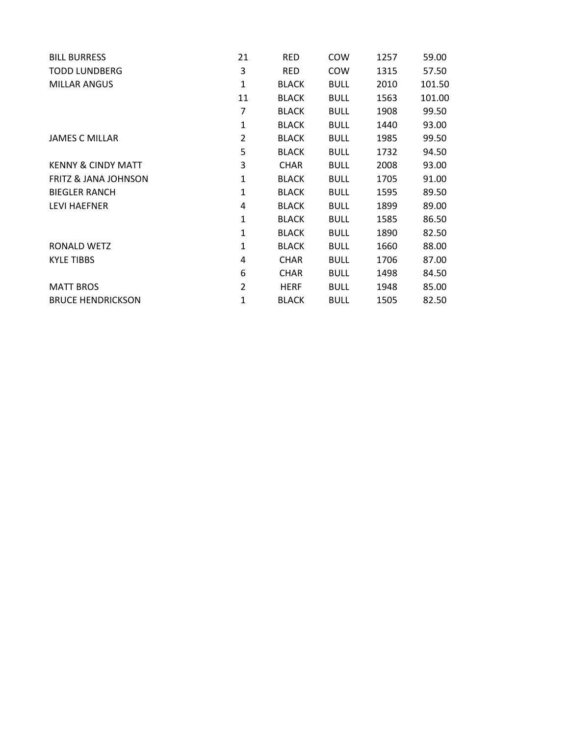| | | | | | |
|---|---|---|---|---|---|
| BILL BURRESS | 21 | RED | COW | 1257 | 59.00 |
| TODD LUNDBERG | 3 | RED | COW | 1315 | 57.50 |
| MILLAR ANGUS | 1 | BLACK | BULL | 2010 | 101.50 |
| | 11 | BLACK | BULL | 1563 | 101.00 |
| | 7 | BLACK | BULL | 1908 | 99.50 |
| | 1 | BLACK | BULL | 1440 | 93.00 |
| JAMES C MILLAR | 2 | BLACK | BULL | 1985 | 99.50 |
| | 5 | BLACK | BULL | 1732 | 94.50 |
| KENNY & CINDY MATT | 3 | CHAR | BULL | 2008 | 93.00 |
| FRITZ & JANA JOHNSON | 1 | BLACK | BULL | 1705 | 91.00 |
| BIEGLER RANCH | 1 | BLACK | BULL | 1595 | 89.50 |
| LEVI HAEFNER | 4 | BLACK | BULL | 1899 | 89.00 |
| | 1 | BLACK | BULL | 1585 | 86.50 |
| | 1 | BLACK | BULL | 1890 | 82.50 |
| RONALD WETZ | 1 | BLACK | BULL | 1660 | 88.00 |
| KYLE TIBBS | 4 | CHAR | BULL | 1706 | 87.00 |
| | 6 | CHAR | BULL | 1498 | 84.50 |
| MATT BROS | 2 | HERF | BULL | 1948 | 85.00 |
| BRUCE HENDRICKSON | 1 | BLACK | BULL | 1505 | 82.50 |